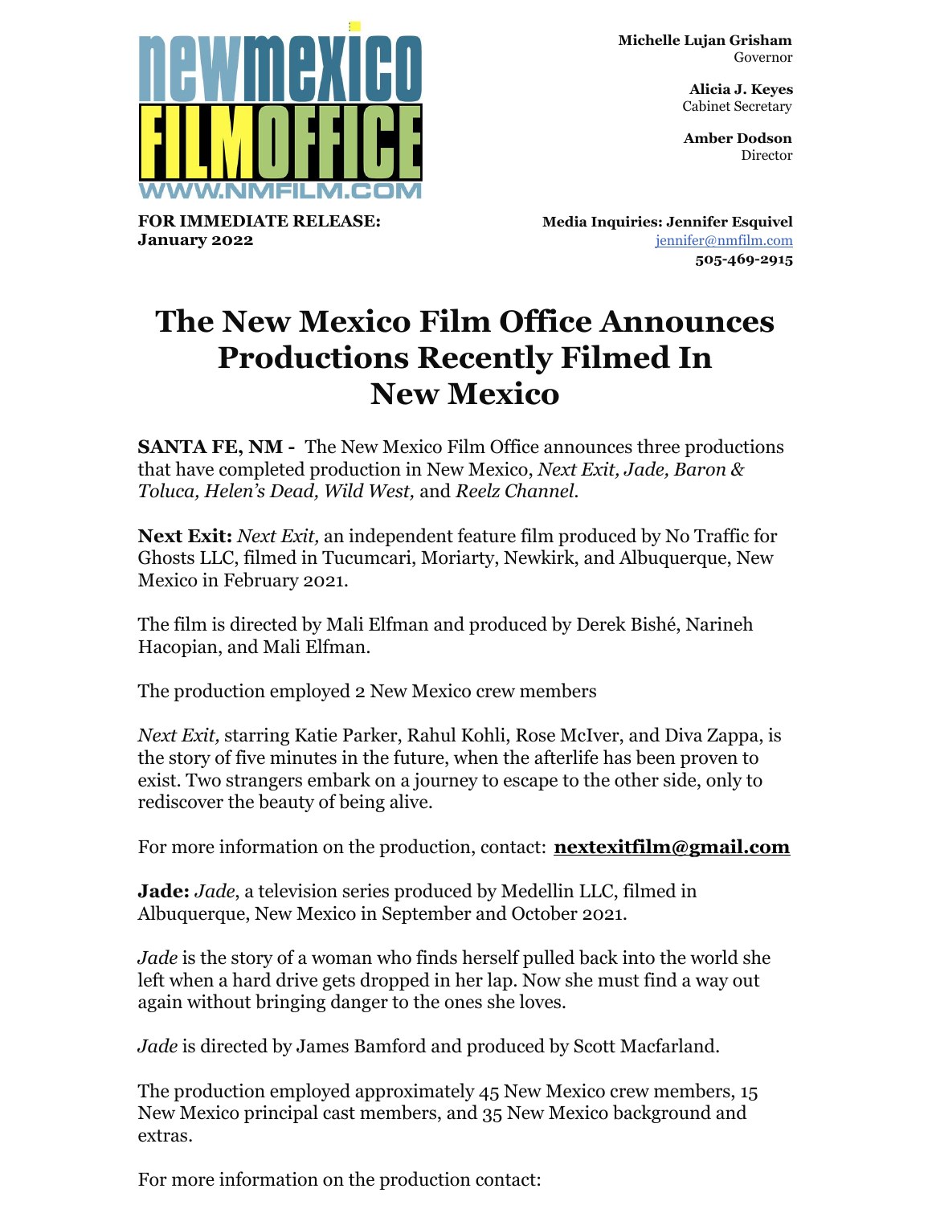newmexico FILMOFFICE WWW.NMFILM.COM

**Michelle Lujan Grisham**
Governor

**Alicia J. Keyes**
Cabinet Secretary

**Amber Dodson**
Director

**FOR IMMEDIATE RELEASE:**
**January 2022**

**Media Inquiries: Jennifer Esquivel**
jennifer@nmfilm.com
**505-469-2915**

# The New Mexico Film Office Announces Productions Recently Filmed In New Mexico

**SANTA FE, NM -** The New Mexico Film Office announces three productions that have completed production in New Mexico, *Next Exit, Jade, Baron & Toluca, Helen's Dead, Wild West,* and *Reelz Channel.*

**Next Exit:** *Next Exit,* an independent feature film produced by No Traffic for Ghosts LLC, filmed in Tucumcari, Moriarty, Newkirk, and Albuquerque, New Mexico in February 2021.

The film is directed by Mali Elfman and produced by Derek Bishé, Narineh Hacopian, and Mali Elfman.

The production employed 2 New Mexico crew members

*Next Exit,* starring Katie Parker, Rahul Kohli, Rose McIver, and Diva Zappa, is the story of five minutes in the future, when the afterlife has been proven to exist. Two strangers embark on a journey to escape to the other side, only to rediscover the beauty of being alive.

For more information on the production, contact: **nextexitfilm@gmail.com**

**Jade:** *Jade*, a television series produced by Medellin LLC, filmed in Albuquerque, New Mexico in September and October 2021.

*Jade* is the story of a woman who finds herself pulled back into the world she left when a hard drive gets dropped in her lap. Now she must find a way out again without bringing danger to the ones she loves.

*Jade* is directed by James Bamford and produced by Scott Macfarland.

The production employed approximately 45 New Mexico crew members, 15 New Mexico principal cast members, and 35 New Mexico background and extras.

For more information on the production contact: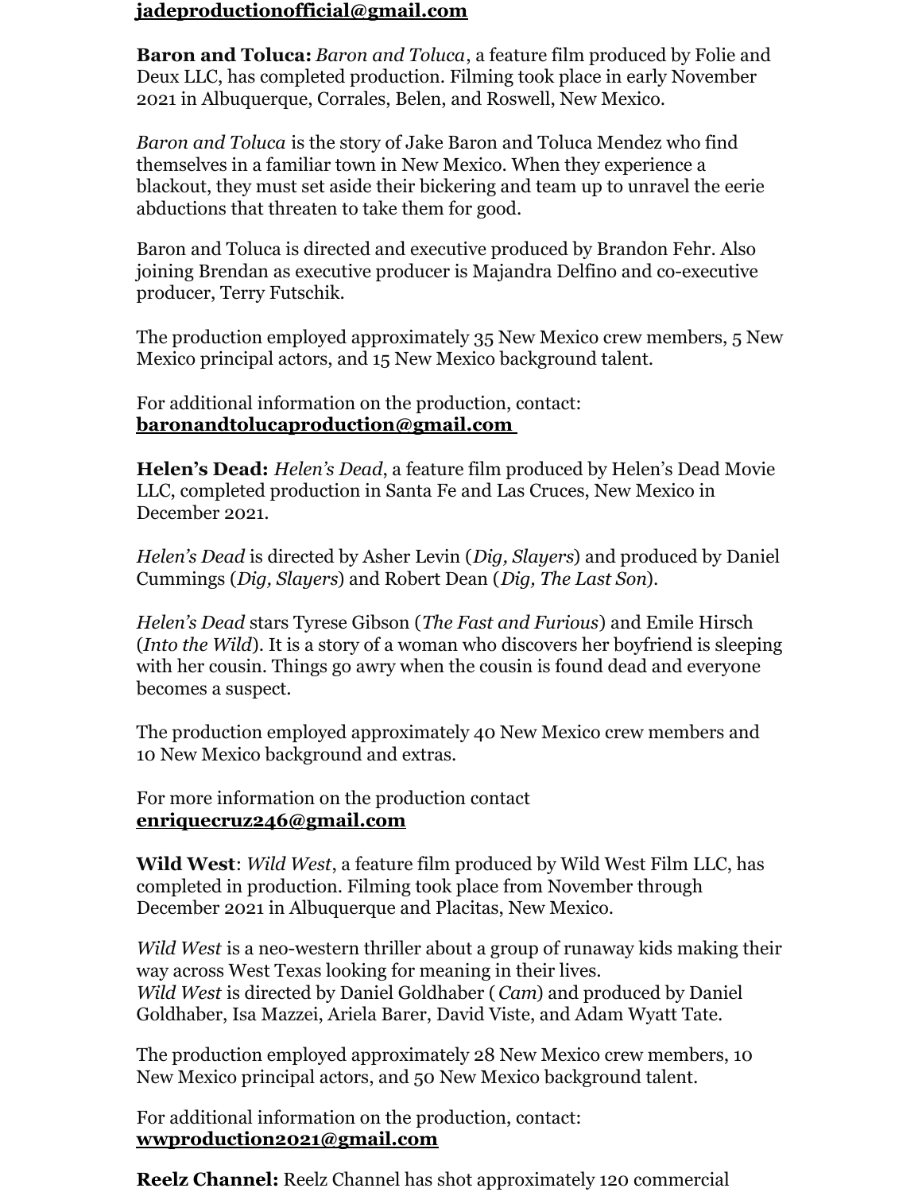**jadeproductionofficial@gmail.com**

**Baron and Toluca:** *Baron and Toluca*, a feature film produced by Folie and Deux LLC, has completed production. Filming took place in early November 2021 in Albuquerque, Corrales, Belen, and Roswell, New Mexico.

*Baron and Toluca* is the story of Jake Baron and Toluca Mendez who find themselves in a familiar town in New Mexico. When they experience a blackout, they must set aside their bickering and team up to unravel the eerie abductions that threaten to take them for good.

Baron and Toluca is directed and executive produced by Brandon Fehr. Also joining Brendan as executive producer is Majandra Delfino and co-executive producer, Terry Futschik.

The production employed approximately 35 New Mexico crew members, 5 New Mexico principal actors, and 15 New Mexico background talent.

For additional information on the production, contact:
**baronandtolucaproduction@gmail.com**

**Helen's Dead:** *Helen's Dead*, a feature film produced by Helen's Dead Movie LLC, completed production in Santa Fe and Las Cruces, New Mexico in December 2021.

*Helen's Dead* is directed by Asher Levin (*Dig, Slayers*) and produced by Daniel Cummings (*Dig, Slayers*) and Robert Dean (*Dig, The Last Son*).

*Helen's Dead* stars Tyrese Gibson (*The Fast and Furious*) and Emile Hirsch (*Into the Wild*). It is a story of a woman who discovers her boyfriend is sleeping with her cousin. Things go awry when the cousin is found dead and everyone becomes a suspect.

The production employed approximately 40 New Mexico crew members and 10 New Mexico background and extras.

For more information on the production contact
**enriquecruz246@gmail.com**

**Wild West**: *Wild West*, a feature film produced by Wild West Film LLC, has completed in production. Filming took place from November through December 2021 in Albuquerque and Placitas, New Mexico.

*Wild West* is a neo-western thriller about a group of runaway kids making their way across West Texas looking for meaning in their lives.
*Wild West* is directed by Daniel Goldhaber (*Cam*) and produced by Daniel Goldhaber, Isa Mazzei, Ariela Barer, David Viste, and Adam Wyatt Tate.

The production employed approximately 28 New Mexico crew members, 10 New Mexico principal actors, and 50 New Mexico background talent.

For additional information on the production, contact:
**wwproduction2021@gmail.com**

**Reelz Channel:** Reelz Channel has shot approximately 120 commercial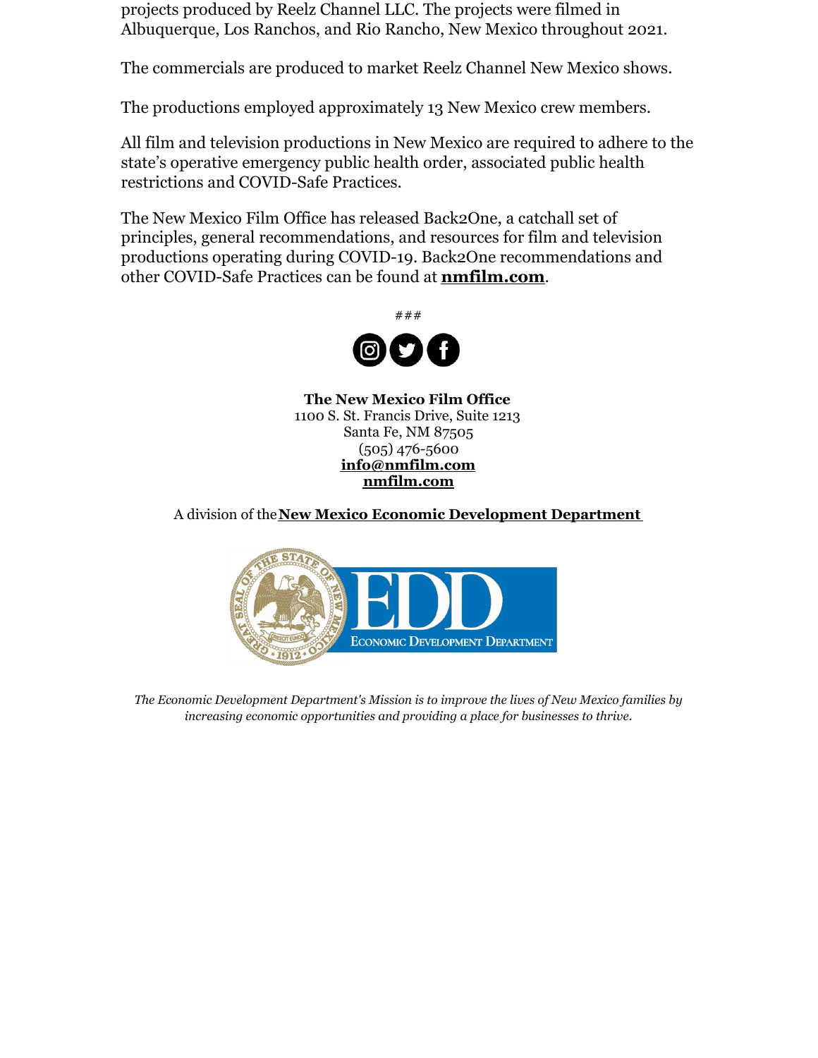projects produced by Reelz Channel LLC. The projects were filmed in Albuquerque, Los Ranchos, and Rio Rancho, New Mexico throughout 2021.

The commercials are produced to market Reelz Channel New Mexico shows.

The productions employed approximately 13 New Mexico crew members.

All film and television productions in New Mexico are required to adhere to the state's operative emergency public health order, associated public health restrictions and COVID-Safe Practices.

The New Mexico Film Office has released Back2One, a catchall set of principles, general recommendations, and resources for film and television productions operating during COVID-19. Back2One recommendations and other COVID-Safe Practices can be found at **nmfilm.com**.

###

**The New Mexico Film Office**
1100 S. St. Francis Drive, Suite 1213
Santa Fe, NM 87505
(505) 476-5600
**info@nmfilm.com**
**nmfilm.com**

A division of the **New Mexico Economic Development Department**

*The Economic Development Department's Mission is to improve the lives of New Mexico families by increasing economic opportunities and providing a place for businesses to thrive.*